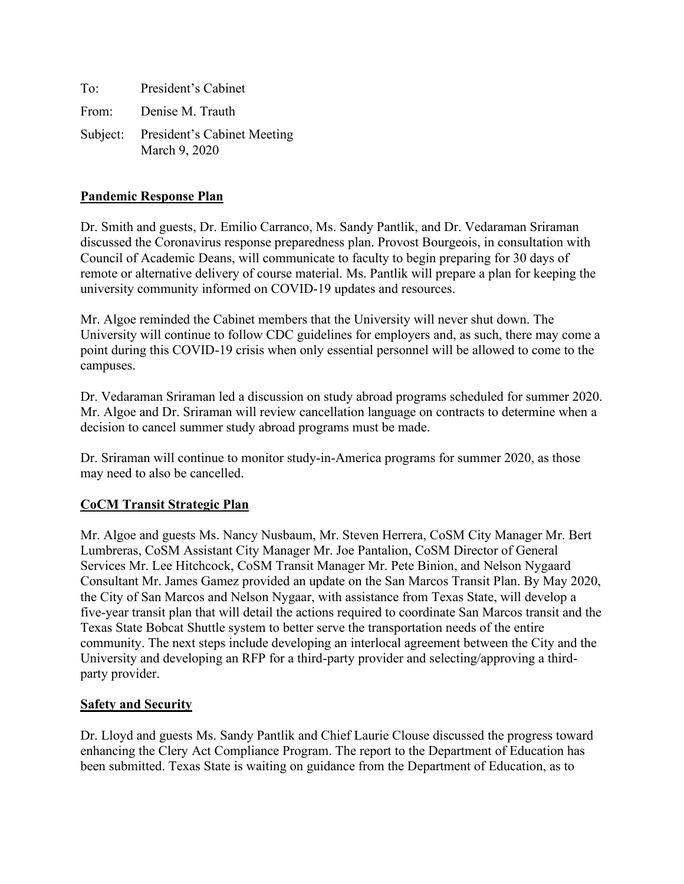To: President's Cabinet

From: Denise M. Trauth

Subject: President's Cabinet Meeting
March 9, 2020

## Pandemic Response Plan

Dr. Smith and guests, Dr. Emilio Carranco, Ms. Sandy Pantlik, and Dr. Vedaraman Sriraman discussed the Coronavirus response preparedness plan. Provost Bourgeois, in consultation with Council of Academic Deans, will communicate to faculty to begin preparing for 30 days of remote or alternative delivery of course material. Ms. Pantlik will prepare a plan for keeping the university community informed on COVID-19 updates and resources.

Mr. Algoe reminded the Cabinet members that the University will never shut down. The University will continue to follow CDC guidelines for employers and, as such, there may come a point during this COVID-19 crisis when only essential personnel will be allowed to come to the campuses.

Dr. Vedaraman Sriraman led a discussion on study abroad programs scheduled for summer 2020. Mr. Algoe and Dr. Sriraman will review cancellation language on contracts to determine when a decision to cancel summer study abroad programs must be made.

Dr. Sriraman will continue to monitor study-in-America programs for summer 2020, as those may need to also be cancelled.

## CoCM Transit Strategic Plan

Mr. Algoe and guests Ms. Nancy Nusbaum, Mr. Steven Herrera, CoSM City Manager Mr. Bert Lumbreras, CoSM Assistant City Manager Mr. Joe Pantalion, CoSM Director of General Services Mr. Lee Hitchcock, CoSM Transit Manager Mr. Pete Binion, and Nelson Nygaard Consultant Mr. James Gamez provided an update on the San Marcos Transit Plan. By May 2020, the City of San Marcos and Nelson Nygaar, with assistance from Texas State, will develop a five-year transit plan that will detail the actions required to coordinate San Marcos transit and the Texas State Bobcat Shuttle system to better serve the transportation needs of the entire community. The next steps include developing an interlocal agreement between the City and the University and developing an RFP for a third-party provider and selecting/approving a third-party provider.

## Safety and Security

Dr. Lloyd and guests Ms. Sandy Pantlik and Chief Laurie Clouse discussed the progress toward enhancing the Clery Act Compliance Program. The report to the Department of Education has been submitted. Texas State is waiting on guidance from the Department of Education, as to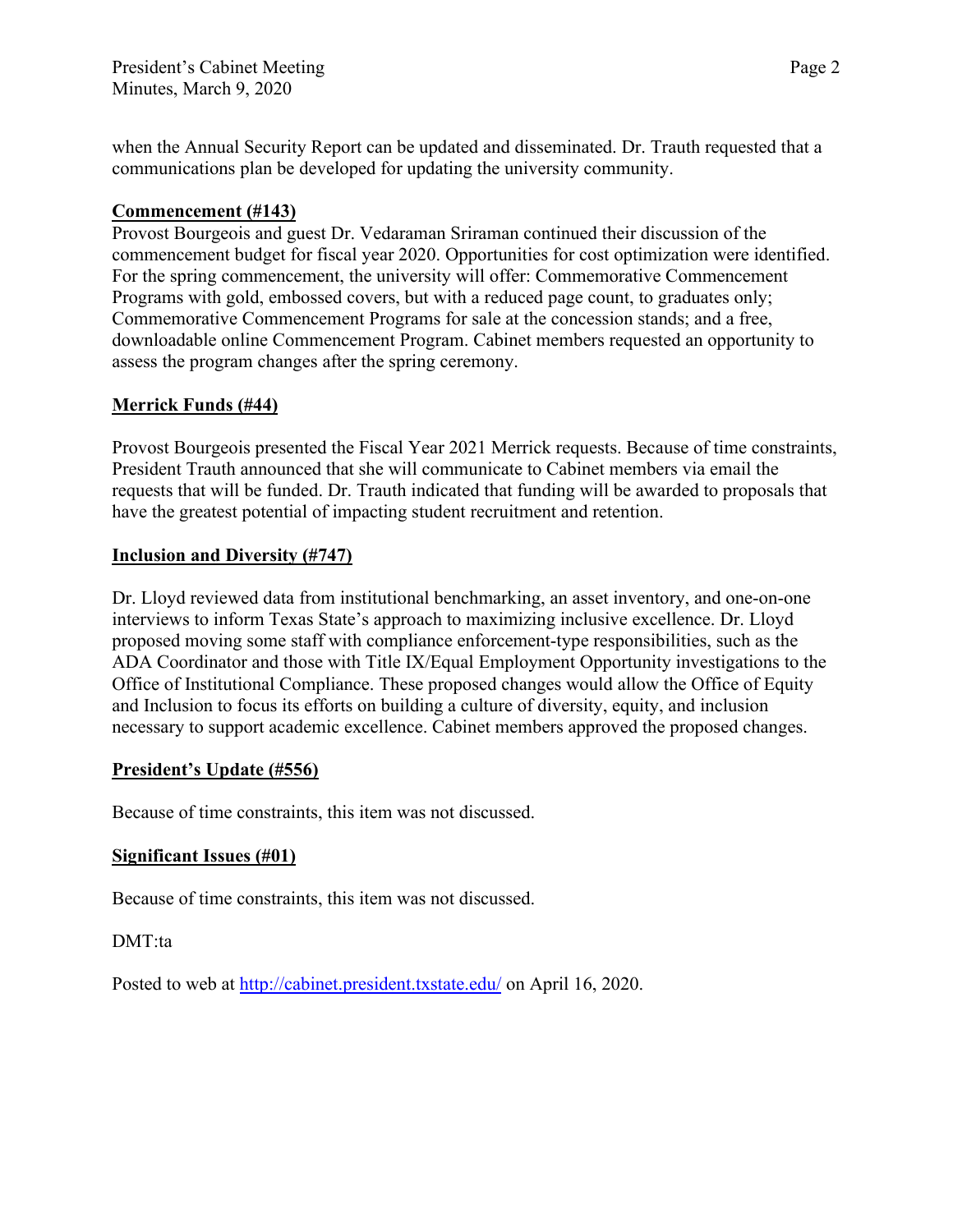when the Annual Security Report can be updated and disseminated. Dr. Trauth requested that a communications plan be developed for updating the university community.

**Commencement (#143)**

Provost Bourgeois and guest Dr. Vedaraman Sriraman continued their discussion of the commencement budget for fiscal year 2020. Opportunities for cost optimization were identified. For the spring commencement, the university will offer: Commemorative Commencement Programs with gold, embossed covers, but with a reduced page count, to graduates only; Commemorative Commencement Programs for sale at the concession stands; and a free, downloadable online Commencement Program. Cabinet members requested an opportunity to assess the program changes after the spring ceremony.

**Merrick Funds (#44)**

Provost Bourgeois presented the Fiscal Year 2021 Merrick requests. Because of time constraints, President Trauth announced that she will communicate to Cabinet members via email the requests that will be funded. Dr. Trauth indicated that funding will be awarded to proposals that have the greatest potential of impacting student recruitment and retention.

**Inclusion and Diversity (#747)**

Dr. Lloyd reviewed data from institutional benchmarking, an asset inventory, and one-on-one interviews to inform Texas State's approach to maximizing inclusive excellence. Dr. Lloyd proposed moving some staff with compliance enforcement-type responsibilities, such as the ADA Coordinator and those with Title IX/Equal Employment Opportunity investigations to the Office of Institutional Compliance. These proposed changes would allow the Office of Equity and Inclusion to focus its efforts on building a culture of diversity, equity, and inclusion necessary to support academic excellence. Cabinet members approved the proposed changes.

**President's Update (#556)**

Because of time constraints, this item was not discussed.

**Significant Issues (#01)**

Because of time constraints, this item was not discussed.

DMT:ta

Posted to web at http://cabinet.president.txstate.edu/ on April 16, 2020.